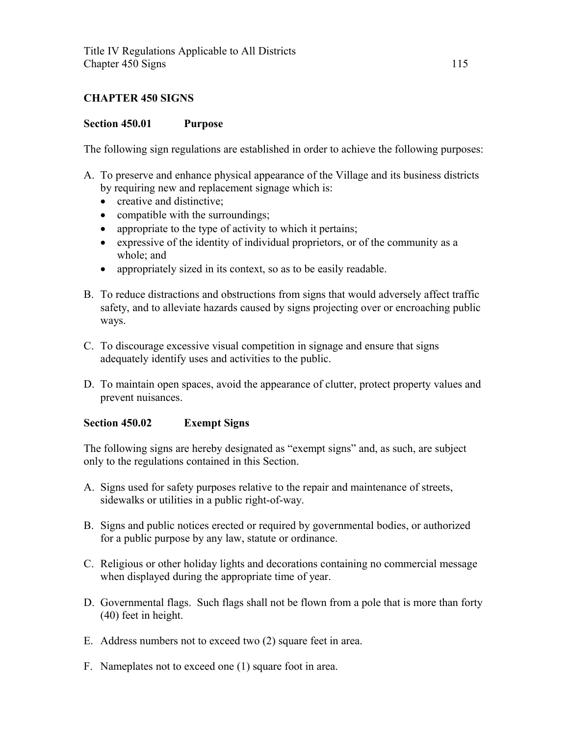# CHAPTER 450 SIGNS

## Section 450.01 Purpose

The following sign regulations are established in order to achieve the following purposes:

A. To preserve and enhance physical appearance of the Village and its business districts by requiring new and replacement signage which is:
   - creative and distinctive;
   - compatible with the surroundings;
   - appropriate to the type of activity to which it pertains;
   - expressive of the identity of individual proprietors, or of the community as a whole; and
   - appropriately sized in its context, so as to be easily readable.

B. To reduce distractions and obstructions from signs that would adversely affect traffic safety, and to alleviate hazards caused by signs projecting over or encroaching public ways.

C. To discourage excessive visual competition in signage and ensure that signs adequately identify uses and activities to the public.

D. To maintain open spaces, avoid the appearance of clutter, protect property values and prevent nuisances.

## Section 450.02 Exempt Signs

The following signs are hereby designated as "exempt signs" and, as such, are subject only to the regulations contained in this Section.

A. Signs used for safety purposes relative to the repair and maintenance of streets, sidewalks or utilities in a public right-of-way.

B. Signs and public notices erected or required by governmental bodies, or authorized for a public purpose by any law, statute or ordinance.

C. Religious or other holiday lights and decorations containing no commercial message when displayed during the appropriate time of year.

D. Governmental flags. Such flags shall not be flown from a pole that is more than forty (40) feet in height.

E. Address numbers not to exceed two (2) square feet in area.

F. Nameplates not to exceed one (1) square foot in area.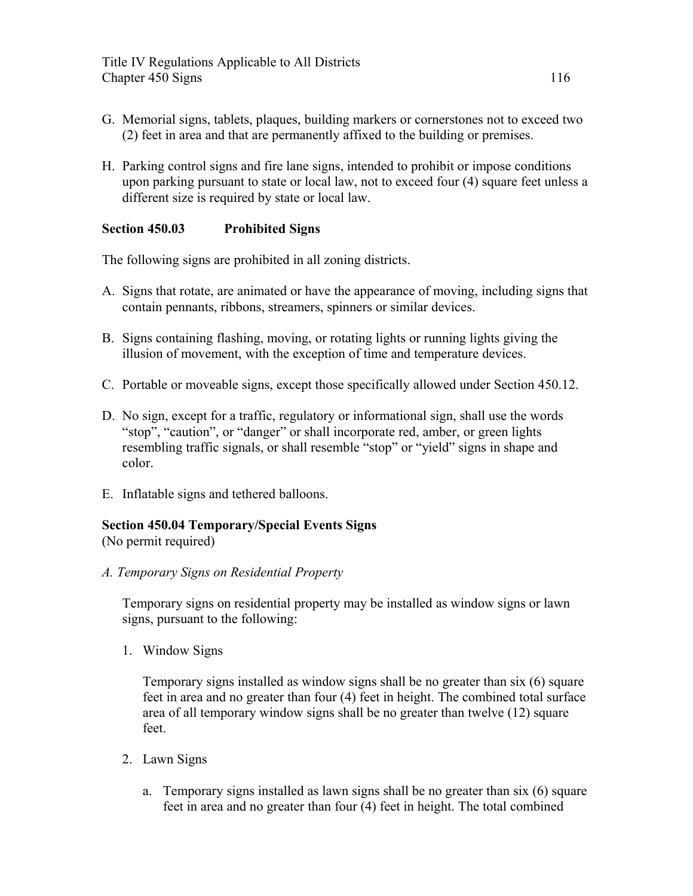G. Memorial signs, tablets, plaques, building markers or cornerstones not to exceed two (2) feet in area and that are permanently affixed to the building or premises.

H. Parking control signs and fire lane signs, intended to prohibit or impose conditions upon parking pursuant to state or local law, not to exceed four (4) square feet unless a different size is required by state or local law.

## Section 450.03 Prohibited Signs

The following signs are prohibited in all zoning districts.

A. Signs that rotate, are animated or have the appearance of moving, including signs that contain pennants, ribbons, streamers, spinners or similar devices.

B. Signs containing flashing, moving, or rotating lights or running lights giving the illusion of movement, with the exception of time and temperature devices.

C. Portable or moveable signs, except those specifically allowed under Section 450.12.

D. No sign, except for a traffic, regulatory or informational sign, shall use the words "stop", "caution", or "danger" or shall incorporate red, amber, or green lights resembling traffic signals, or shall resemble "stop" or "yield" signs in shape and color.

E. Inflatable signs and tethered balloons.

## Section 450.04 Temporary/Special Events Signs

(No permit required)

*A. Temporary Signs on Residential Property*

Temporary signs on residential property may be installed as window signs or lawn signs, pursuant to the following:

1. Window Signs

   Temporary signs installed as window signs shall be no greater than six (6) square feet in area and no greater than four (4) feet in height. The combined total surface area of all temporary window signs shall be no greater than twelve (12) square feet.

2. Lawn Signs

   a. Temporary signs installed as lawn signs shall be no greater than six (6) square feet in area and no greater than four (4) feet in height. The total combined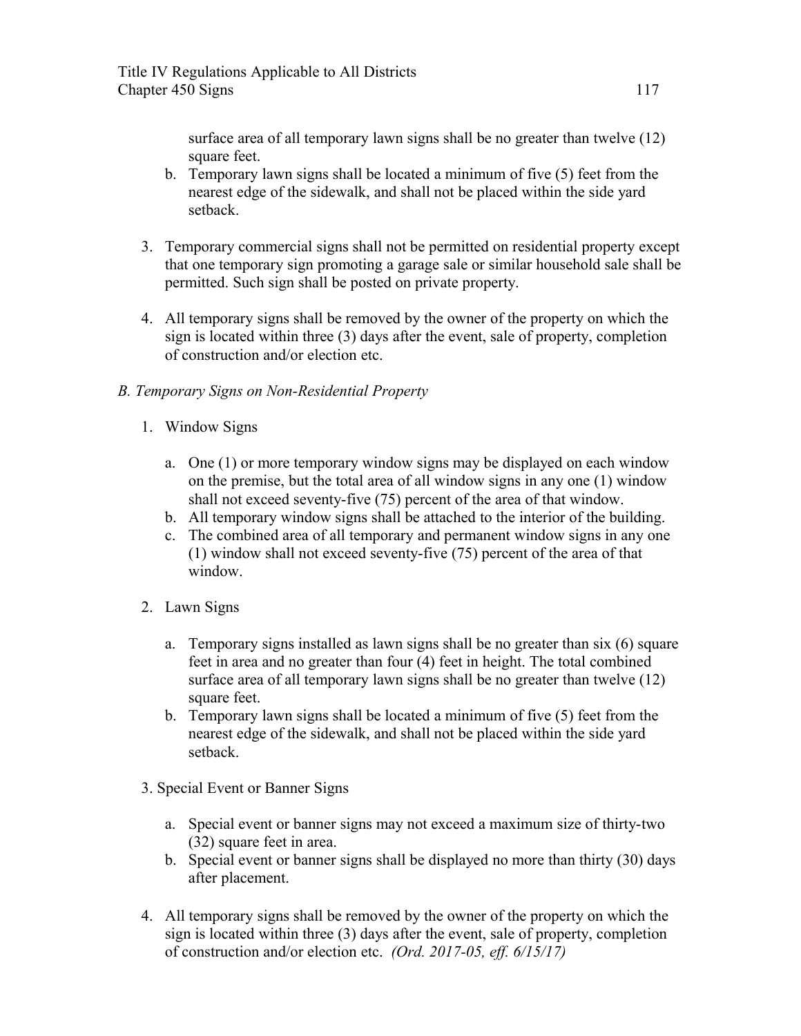surface area of all temporary lawn signs shall be no greater than twelve (12) square feet.

   b. Temporary lawn signs shall be located a minimum of five (5) feet from the nearest edge of the sidewalk, and shall not be placed within the side yard setback.

3. Temporary commercial signs shall not be permitted on residential property except that one temporary sign promoting a garage sale or similar household sale shall be permitted. Such sign shall be posted on private property.

4. All temporary signs shall be removed by the owner of the property on which the sign is located within three (3) days after the event, sale of property, completion of construction and/or election etc.

*B. Temporary Signs on Non-Residential Property*

1. Window Signs

   a. One (1) or more temporary window signs may be displayed on each window on the premise, but the total area of all window signs in any one (1) window shall not exceed seventy-five (75) percent of the area of that window.
   b. All temporary window signs shall be attached to the interior of the building.
   c. The combined area of all temporary and permanent window signs in any one (1) window shall not exceed seventy-five (75) percent of the area of that window.

2. Lawn Signs

   a. Temporary signs installed as lawn signs shall be no greater than six (6) square feet in area and no greater than four (4) feet in height. The total combined surface area of all temporary lawn signs shall be no greater than twelve (12) square feet.
   b. Temporary lawn signs shall be located a minimum of five (5) feet from the nearest edge of the sidewalk, and shall not be placed within the side yard setback.

3. Special Event or Banner Signs

   a. Special event or banner signs may not exceed a maximum size of thirty-two (32) square feet in area.
   b. Special event or banner signs shall be displayed no more than thirty (30) days after placement.

4. All temporary signs shall be removed by the owner of the property on which the sign is located within three (3) days after the event, sale of property, completion of construction and/or election etc. *(Ord. 2017-05, eff. 6/15/17)*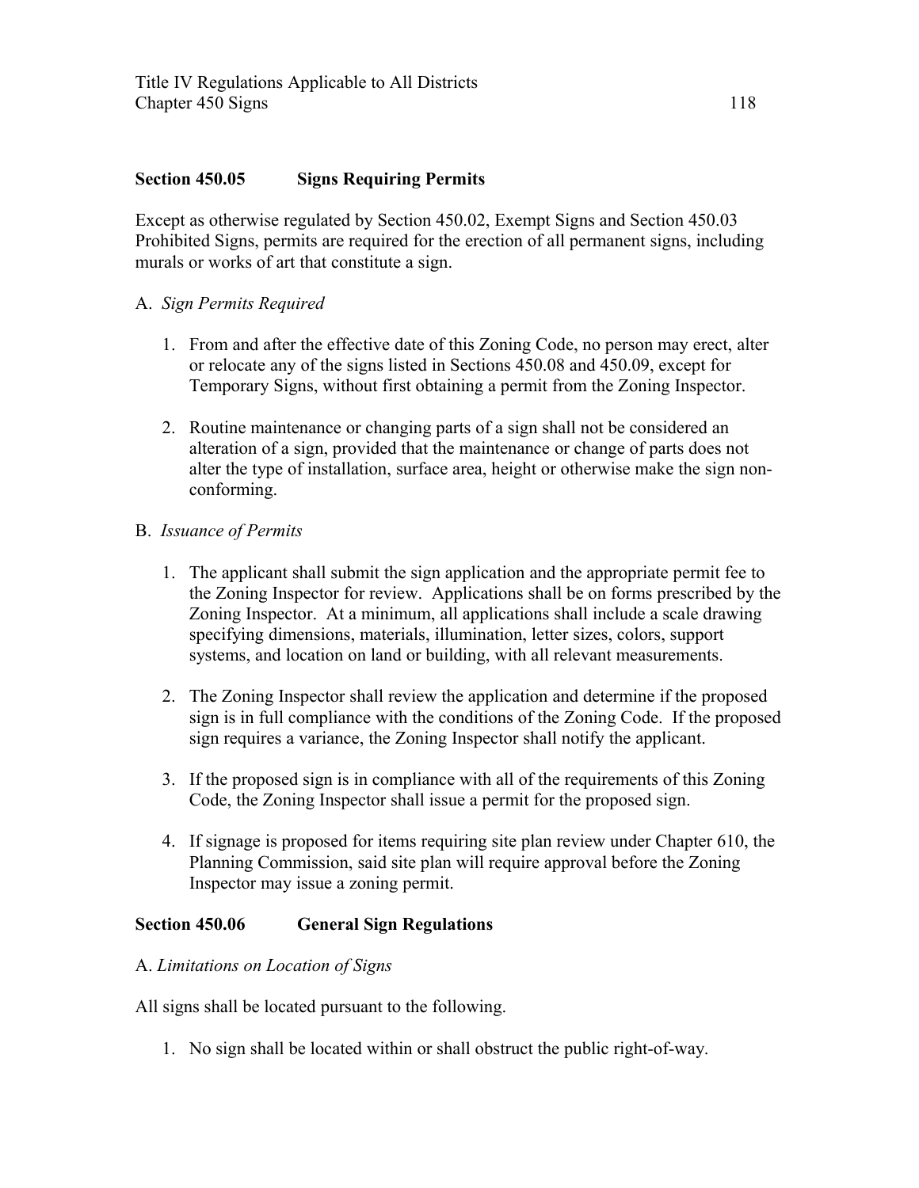## Section 450.05 Signs Requiring Permits

Except as otherwise regulated by Section 450.02, Exempt Signs and Section 450.03 Prohibited Signs, permits are required for the erection of all permanent signs, including murals or works of art that constitute a sign.

A. *Sign Permits Required*

1. From and after the effective date of this Zoning Code, no person may erect, alter or relocate any of the signs listed in Sections 450.08 and 450.09, except for Temporary Signs, without first obtaining a permit from the Zoning Inspector.

2. Routine maintenance or changing parts of a sign shall not be considered an alteration of a sign, provided that the maintenance or change of parts does not alter the type of installation, surface area, height or otherwise make the sign non-conforming.

B. *Issuance of Permits*

1. The applicant shall submit the sign application and the appropriate permit fee to the Zoning Inspector for review. Applications shall be on forms prescribed by the Zoning Inspector. At a minimum, all applications shall include a scale drawing specifying dimensions, materials, illumination, letter sizes, colors, support systems, and location on land or building, with all relevant measurements.

2. The Zoning Inspector shall review the application and determine if the proposed sign is in full compliance with the conditions of the Zoning Code. If the proposed sign requires a variance, the Zoning Inspector shall notify the applicant.

3. If the proposed sign is in compliance with all of the requirements of this Zoning Code, the Zoning Inspector shall issue a permit for the proposed sign.

4. If signage is proposed for items requiring site plan review under Chapter 610, the Planning Commission, said site plan will require approval before the Zoning Inspector may issue a zoning permit.

## Section 450.06 General Sign Regulations

A. *Limitations on Location of Signs*

All signs shall be located pursuant to the following.

1. No sign shall be located within or shall obstruct the public right-of-way.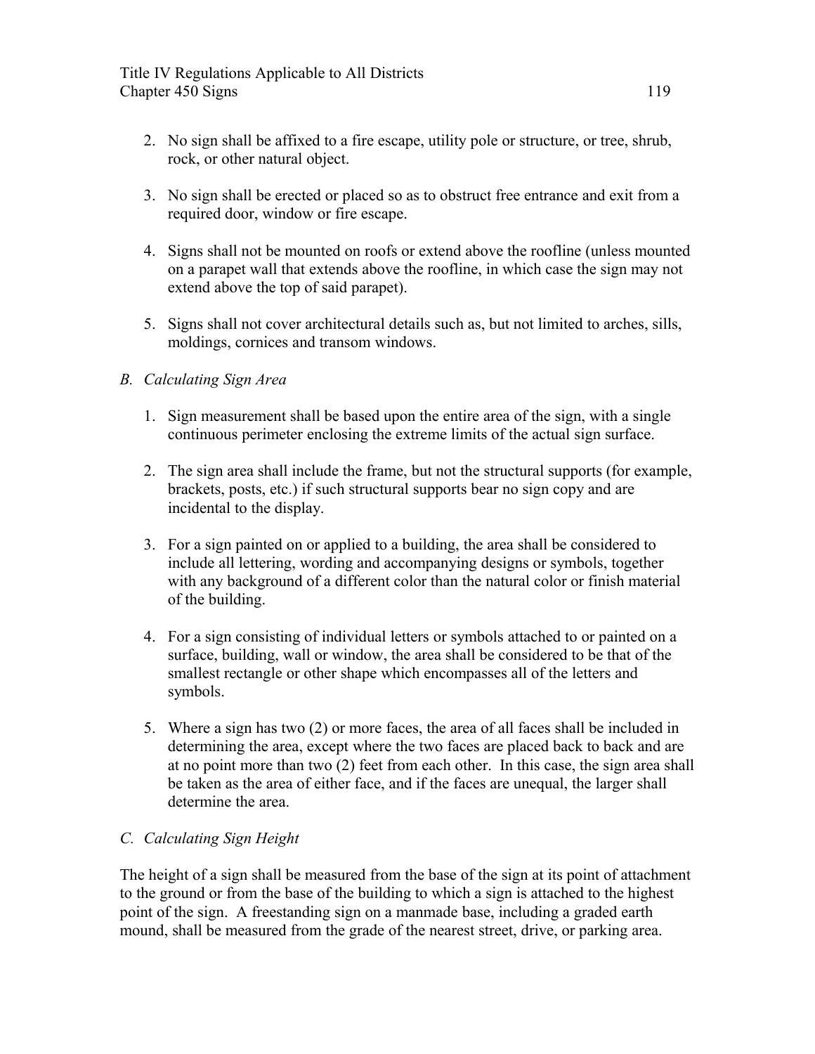2. No sign shall be affixed to a fire escape, utility pole or structure, or tree, shrub, rock, or other natural object.

3. No sign shall be erected or placed so as to obstruct free entrance and exit from a required door, window or fire escape.

4. Signs shall not be mounted on roofs or extend above the roofline (unless mounted on a parapet wall that extends above the roofline, in which case the sign may not extend above the top of said parapet).

5. Signs shall not cover architectural details such as, but not limited to arches, sills, moldings, cornices and transom windows.

*B. Calculating Sign Area*

1. Sign measurement shall be based upon the entire area of the sign, with a single continuous perimeter enclosing the extreme limits of the actual sign surface.

2. The sign area shall include the frame, but not the structural supports (for example, brackets, posts, etc.) if such structural supports bear no sign copy and are incidental to the display.

3. For a sign painted on or applied to a building, the area shall be considered to include all lettering, wording and accompanying designs or symbols, together with any background of a different color than the natural color or finish material of the building.

4. For a sign consisting of individual letters or symbols attached to or painted on a surface, building, wall or window, the area shall be considered to be that of the smallest rectangle or other shape which encompasses all of the letters and symbols.

5. Where a sign has two (2) or more faces, the area of all faces shall be included in determining the area, except where the two faces are placed back to back and are at no point more than two (2) feet from each other. In this case, the sign area shall be taken as the area of either face, and if the faces are unequal, the larger shall determine the area.

*C. Calculating Sign Height*

The height of a sign shall be measured from the base of the sign at its point of attachment to the ground or from the base of the building to which a sign is attached to the highest point of the sign. A freestanding sign on a manmade base, including a graded earth mound, shall be measured from the grade of the nearest street, drive, or parking area.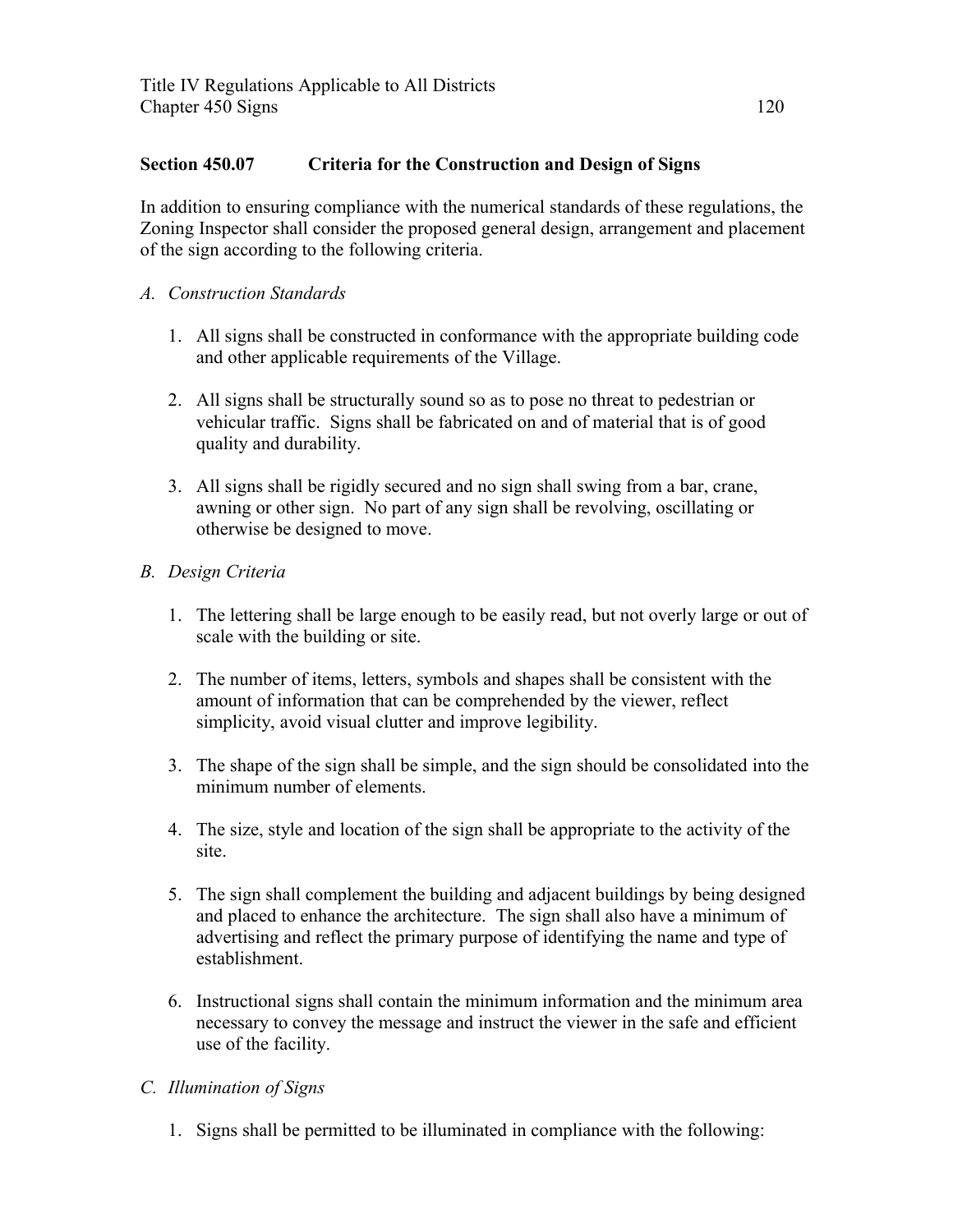## Section 450.07 Criteria for the Construction and Design of Signs

In addition to ensuring compliance with the numerical standards of these regulations, the Zoning Inspector shall consider the proposed general design, arrangement and placement of the sign according to the following criteria.

*A. Construction Standards*

1. All signs shall be constructed in conformance with the appropriate building code and other applicable requirements of the Village.

2. All signs shall be structurally sound so as to pose no threat to pedestrian or vehicular traffic. Signs shall be fabricated on and of material that is of good quality and durability.

3. All signs shall be rigidly secured and no sign shall swing from a bar, crane, awning or other sign. No part of any sign shall be revolving, oscillating or otherwise be designed to move.

*B. Design Criteria*

1. The lettering shall be large enough to be easily read, but not overly large or out of scale with the building or site.

2. The number of items, letters, symbols and shapes shall be consistent with the amount of information that can be comprehended by the viewer, reflect simplicity, avoid visual clutter and improve legibility.

3. The shape of the sign shall be simple, and the sign should be consolidated into the minimum number of elements.

4. The size, style and location of the sign shall be appropriate to the activity of the site.

5. The sign shall complement the building and adjacent buildings by being designed and placed to enhance the architecture. The sign shall also have a minimum of advertising and reflect the primary purpose of identifying the name and type of establishment.

6. Instructional signs shall contain the minimum information and the minimum area necessary to convey the message and instruct the viewer in the safe and efficient use of the facility.

*C. Illumination of Signs*

1. Signs shall be permitted to be illuminated in compliance with the following: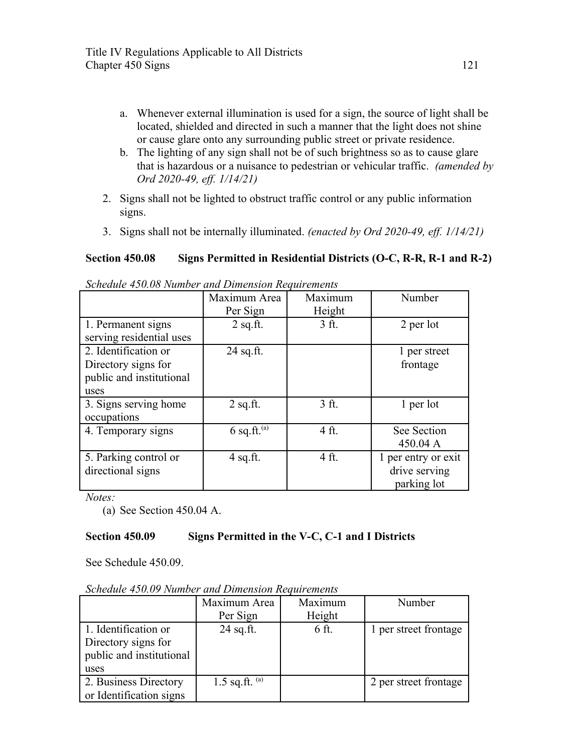a. Whenever external illumination is used for a sign, the source of light shall be located, shielded and directed in such a manner that the light does not shine or cause glare onto any surrounding public street or private residence.
b. The lighting of any sign shall not be of such brightness so as to cause glare that is hazardous or a nuisance to pedestrian or vehicular traffic. *(amended by Ord 2020-49, eff. 1/14/21)*

2. Signs shall not be lighted to obstruct traffic control or any public information signs.
3. Signs shall not be internally illuminated. *(enacted by Ord 2020-49, eff. 1/14/21)*

**Section 450.08 Signs Permitted in Residential Districts (O-C, R-R, R-1 and R-2)**

*Schedule 450.08 Number and Dimension Requirements*

| | Maximum Area Per Sign | Maximum Height | Number |
|---|---|---|---|
| 1. Permanent signs serving residential uses | 2 sq.ft. | 3 ft. | 2 per lot |
| 2. Identification or Directory signs for public and institutional uses | 24 sq.ft. | | 1 per street frontage |
| 3. Signs serving home occupations | 2 sq.ft. | 3 ft. | 1 per lot |
| 4. Temporary signs | 6 sq.ft.[a] | 4 ft. | See Section 450.04 A |
| 5. Parking control or directional signs | 4 sq.ft. | 4 ft. | 1 per entry or exit drive serving parking lot |

*Notes:*

(a) See Section 450.04 A.

**Section 450.09 Signs Permitted in the V-C, C-1 and I Districts**

See Schedule 450.09.

*Schedule 450.09 Number and Dimension Requirements*

| | Maximum Area Per Sign | Maximum Height | Number |
|---|---|---|---|
| 1. Identification or Directory signs for public and institutional uses | 24 sq.ft. | 6 ft. | 1 per street frontage |
| 2. Business Directory or Identification signs | 1.5 sq.ft. [a] | | 2 per street frontage |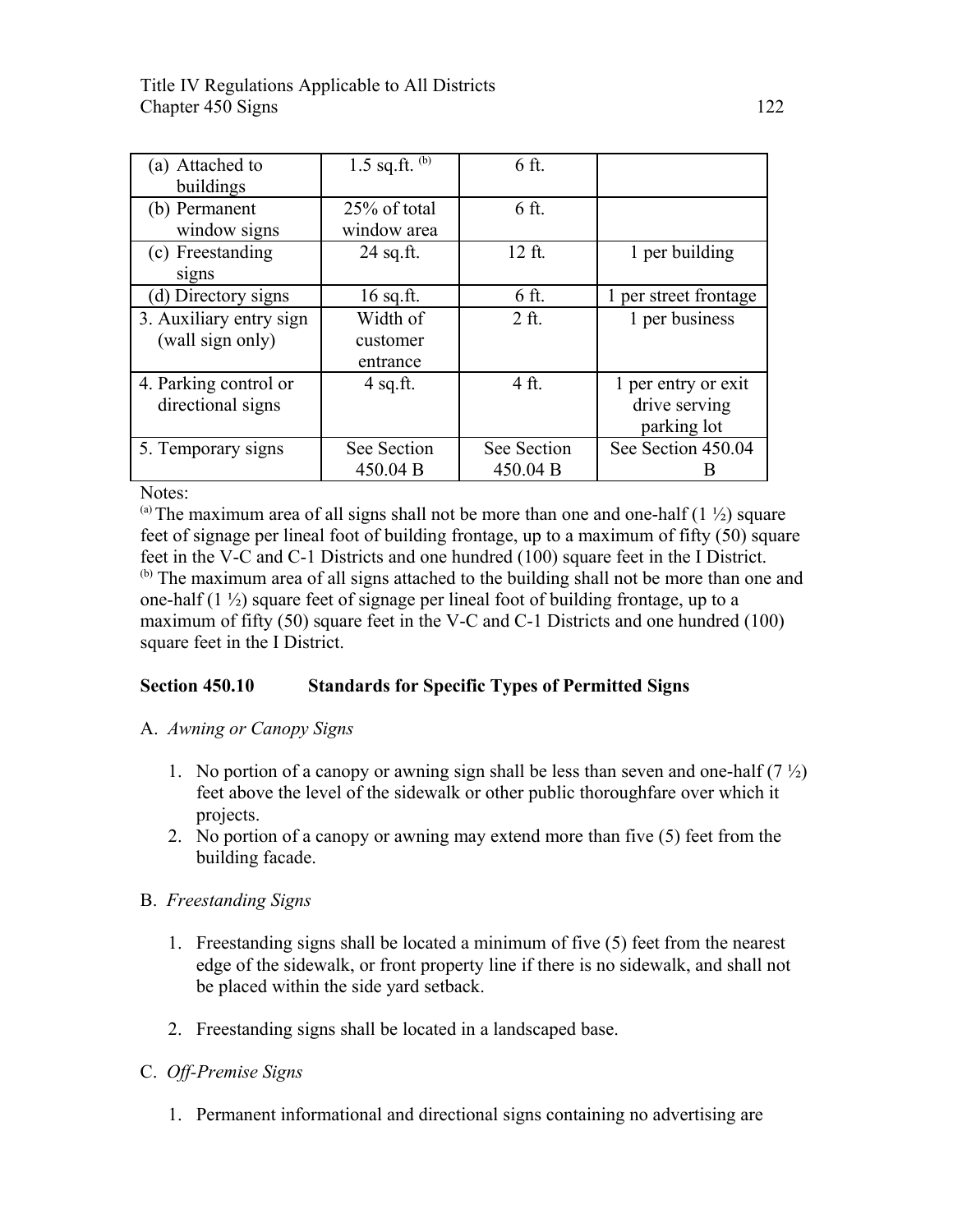| (a) Attached to buildings | 1.5 sq.ft. [(b)] | 6 ft. | |
|---|---|---|---|
| (b) Permanent window signs | 25% of total window area | 6 ft. | |
| (c) Freestanding signs | 24 sq.ft. | 12 ft. | 1 per building |
| (d) Directory signs | 16 sq.ft. | 6 ft. | 1 per street frontage |
| 3. Auxiliary entry sign (wall sign only) | Width of customer entrance | 2 ft. | 1 per business |
| 4. Parking control or directional signs | 4 sq.ft. | 4 ft. | 1 per entry or exit drive serving parking lot |
| 5. Temporary signs | See Section 450.04 B | See Section 450.04 B | See Section 450.04 B |

Notes:
[(a)] The maximum area of all signs shall not be more than one and one-half (1 ½) square feet of signage per lineal foot of building frontage, up to a maximum of fifty (50) square feet in the V-C and C-1 Districts and one hundred (100) square feet in the I District.
[(b)] The maximum area of all signs attached to the building shall not be more than one and one-half (1 ½) square feet of signage per lineal foot of building frontage, up to a maximum of fifty (50) square feet in the V-C and C-1 Districts and one hundred (100) square feet in the I District.

**Section 450.10 Standards for Specific Types of Permitted Signs**

A. *Awning or Canopy Signs*

1. No portion of a canopy or awning sign shall be less than seven and one-half (7 ½) feet above the level of the sidewalk or other public thoroughfare over which it projects.
2. No portion of a canopy or awning may extend more than five (5) feet from the building facade.

B. *Freestanding Signs*

1. Freestanding signs shall be located a minimum of five (5) feet from the nearest edge of the sidewalk, or front property line if there is no sidewalk, and shall not be placed within the side yard setback.

2. Freestanding signs shall be located in a landscaped base.

C. *Off-Premise Signs*

1. Permanent informational and directional signs containing no advertising are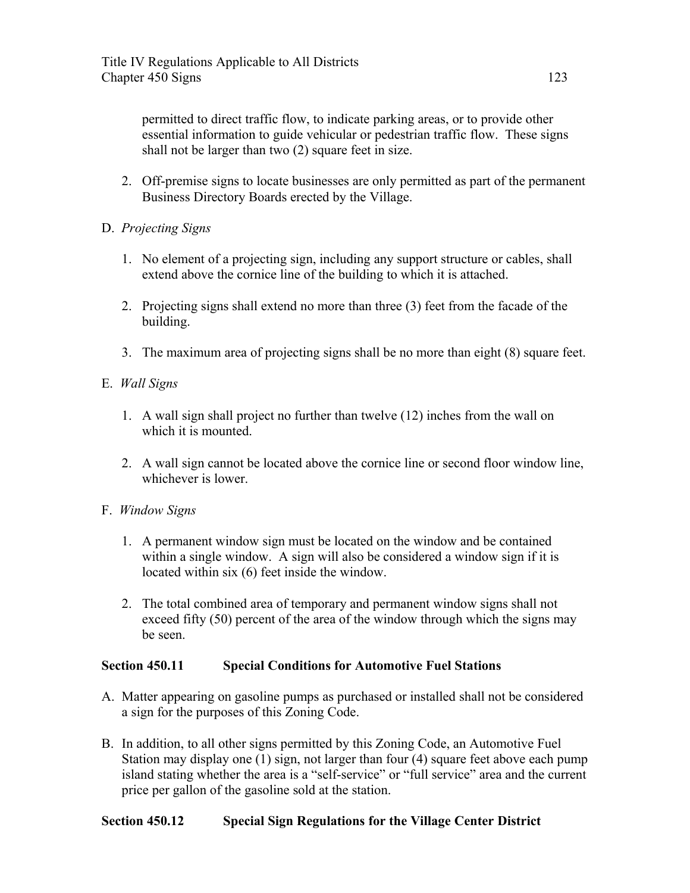permitted to direct traffic flow, to indicate parking areas, or to provide other essential information to guide vehicular or pedestrian traffic flow. These signs shall not be larger than two (2) square feet in size.

2. Off-premise signs to locate businesses are only permitted as part of the permanent Business Directory Boards erected by the Village.

D. *Projecting Signs*

1. No element of a projecting sign, including any support structure or cables, shall extend above the cornice line of the building to which it is attached.

2. Projecting signs shall extend no more than three (3) feet from the facade of the building.

3. The maximum area of projecting signs shall be no more than eight (8) square feet.

E. *Wall Signs*

1. A wall sign shall project no further than twelve (12) inches from the wall on which it is mounted.

2. A wall sign cannot be located above the cornice line or second floor window line, whichever is lower.

F. *Window Signs*

1. A permanent window sign must be located on the window and be contained within a single window. A sign will also be considered a window sign if it is located within six (6) feet inside the window.

2. The total combined area of temporary and permanent window signs shall not exceed fifty (50) percent of the area of the window through which the signs may be seen.

### Section 450.11 Special Conditions for Automotive Fuel Stations

A. Matter appearing on gasoline pumps as purchased or installed shall not be considered a sign for the purposes of this Zoning Code.

B. In addition, to all other signs permitted by this Zoning Code, an Automotive Fuel Station may display one (1) sign, not larger than four (4) square feet above each pump island stating whether the area is a "self-service" or "full service" area and the current price per gallon of the gasoline sold at the station.

### Section 450.12 Special Sign Regulations for the Village Center District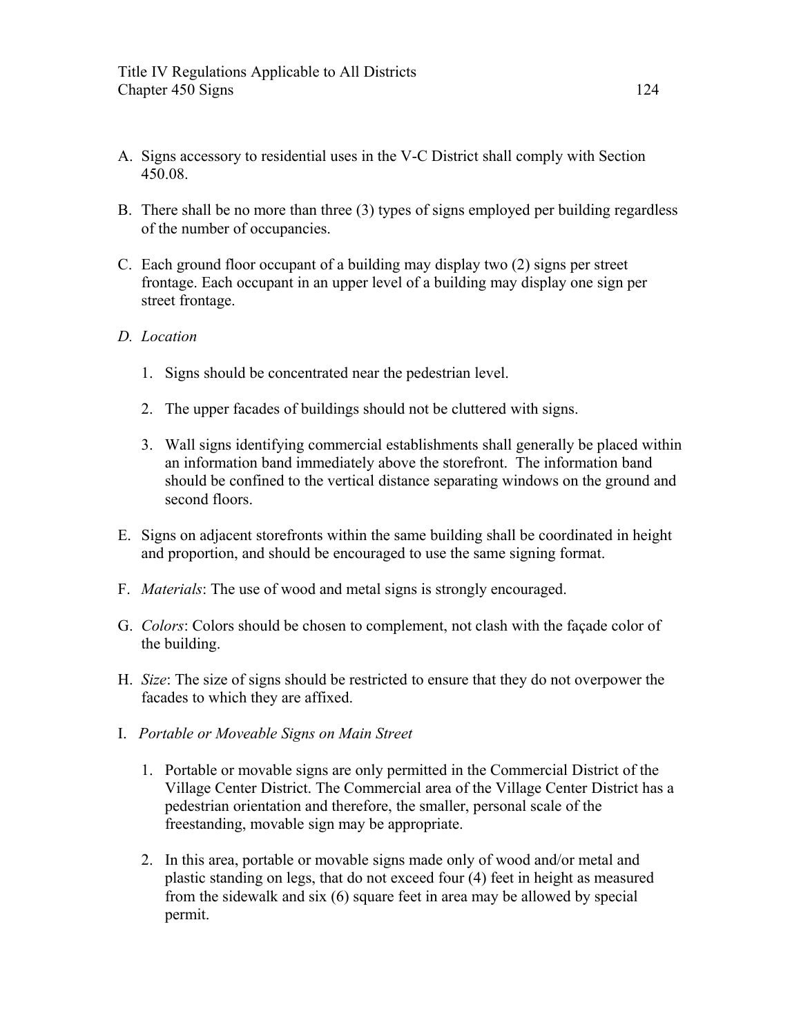A. Signs accessory to residential uses in the V-C District shall comply with Section 450.08.

B. There shall be no more than three (3) types of signs employed per building regardless of the number of occupancies.

C. Each ground floor occupant of a building may display two (2) signs per street frontage. Each occupant in an upper level of a building may display one sign per street frontage.

D. *Location*

   1. Signs should be concentrated near the pedestrian level.

   2. The upper facades of buildings should not be cluttered with signs.

   3. Wall signs identifying commercial establishments shall generally be placed within an information band immediately above the storefront. The information band should be confined to the vertical distance separating windows on the ground and second floors.

E. Signs on adjacent storefronts within the same building shall be coordinated in height and proportion, and should be encouraged to use the same signing format.

F. *Materials*: The use of wood and metal signs is strongly encouraged.

G. *Colors*: Colors should be chosen to complement, not clash with the façade color of the building.

H. *Size*: The size of signs should be restricted to ensure that they do not overpower the facades to which they are affixed.

I. *Portable or Moveable Signs on Main Street*

   1. Portable or movable signs are only permitted in the Commercial District of the Village Center District. The Commercial area of the Village Center District has a pedestrian orientation and therefore, the smaller, personal scale of the freestanding, movable sign may be appropriate.

   2. In this area, portable or movable signs made only of wood and/or metal and plastic standing on legs, that do not exceed four (4) feet in height as measured from the sidewalk and six (6) square feet in area may be allowed by special permit.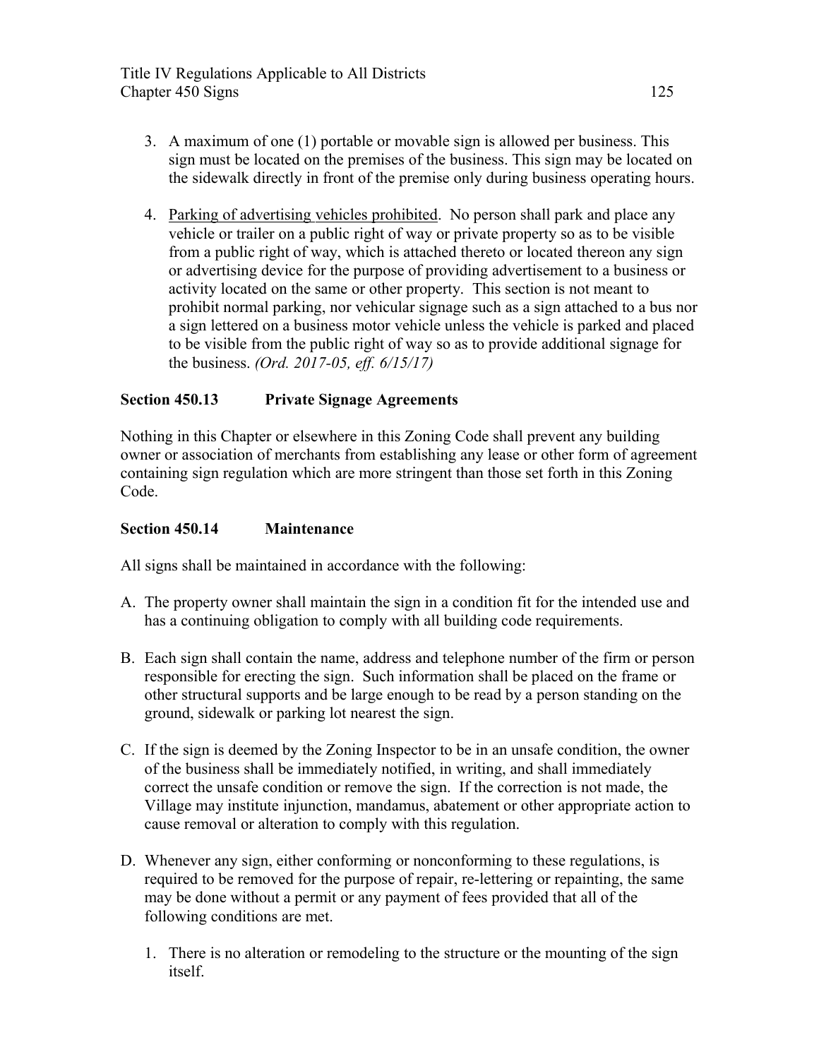3. A maximum of one (1) portable or movable sign is allowed per business. This sign must be located on the premises of the business. This sign may be located on the sidewalk directly in front of the premise only during business operating hours.

4. Parking of advertising vehicles prohibited. No person shall park and place any vehicle or trailer on a public right of way or private property so as to be visible from a public right of way, which is attached thereto or located thereon any sign or advertising device for the purpose of providing advertisement to a business or activity located on the same or other property. This section is not meant to prohibit normal parking, nor vehicular signage such as a sign attached to a bus nor a sign lettered on a business motor vehicle unless the vehicle is parked and placed to be visible from the public right of way so as to provide additional signage for the business. *(Ord. 2017-05, eff. 6/15/17)*

### Section 450.13 Private Signage Agreements

Nothing in this Chapter or elsewhere in this Zoning Code shall prevent any building owner or association of merchants from establishing any lease or other form of agreement containing sign regulation which are more stringent than those set forth in this Zoning Code.

### Section 450.14 Maintenance

All signs shall be maintained in accordance with the following:

A. The property owner shall maintain the sign in a condition fit for the intended use and has a continuing obligation to comply with all building code requirements.

B. Each sign shall contain the name, address and telephone number of the firm or person responsible for erecting the sign. Such information shall be placed on the frame or other structural supports and be large enough to be read by a person standing on the ground, sidewalk or parking lot nearest the sign.

C. If the sign is deemed by the Zoning Inspector to be in an unsafe condition, the owner of the business shall be immediately notified, in writing, and shall immediately correct the unsafe condition or remove the sign. If the correction is not made, the Village may institute injunction, mandamus, abatement or other appropriate action to cause removal or alteration to comply with this regulation.

D. Whenever any sign, either conforming or nonconforming to these regulations, is required to be removed for the purpose of repair, re-lettering or repainting, the same may be done without a permit or any payment of fees provided that all of the following conditions are met.

   1. There is no alteration or remodeling to the structure or the mounting of the sign itself.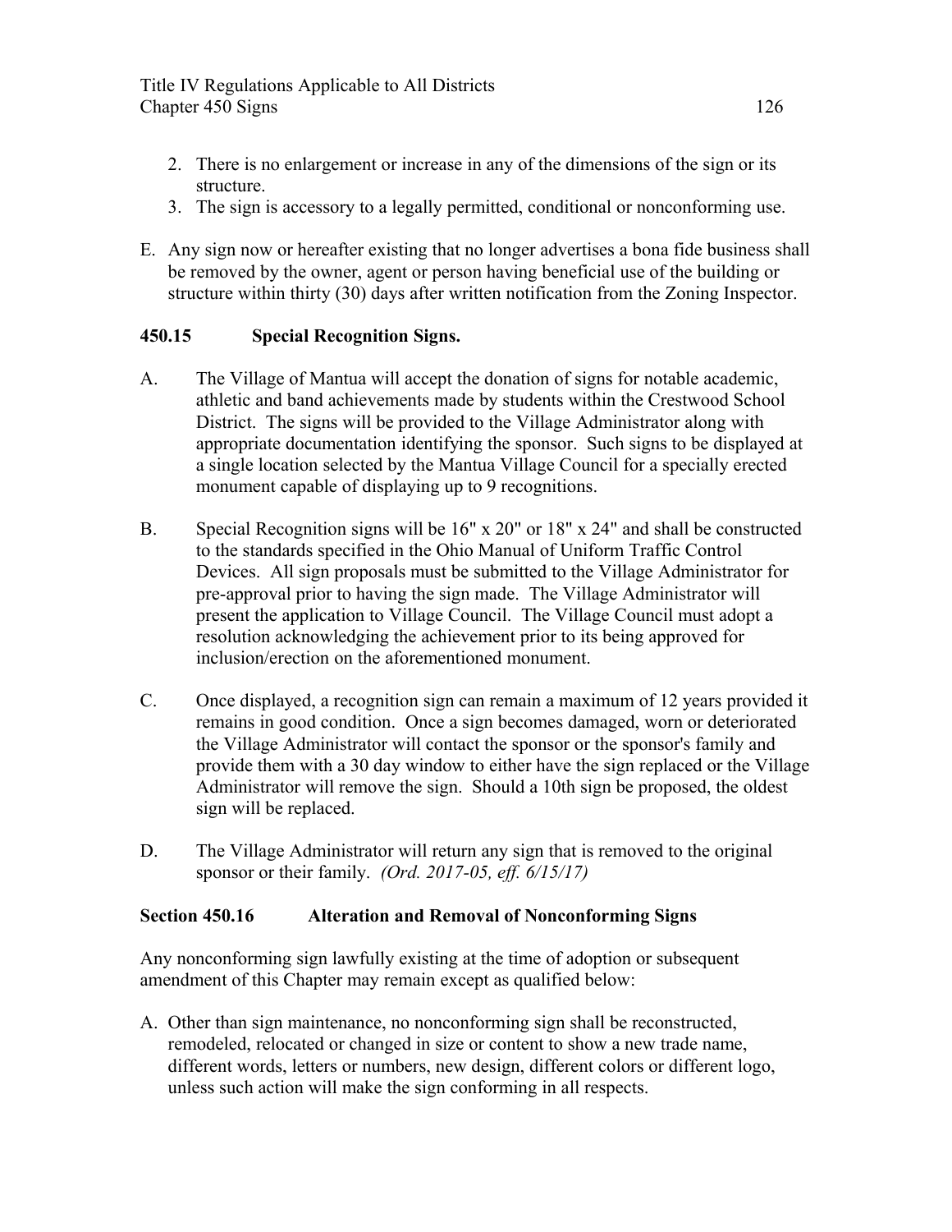2. There is no enlargement or increase in any of the dimensions of the sign or its structure.
3. The sign is accessory to a legally permitted, conditional or nonconforming use.

E. Any sign now or hereafter existing that no longer advertises a bona fide business shall be removed by the owner, agent or person having beneficial use of the building or structure within thirty (30) days after written notification from the Zoning Inspector.

### 450.15 Special Recognition Signs.

A. The Village of Mantua will accept the donation of signs for notable academic, athletic and band achievements made by students within the Crestwood School District. The signs will be provided to the Village Administrator along with appropriate documentation identifying the sponsor. Such signs to be displayed at a single location selected by the Mantua Village Council for a specially erected monument capable of displaying up to 9 recognitions.

B. Special Recognition signs will be 16" x 20" or 18" x 24" and shall be constructed to the standards specified in the Ohio Manual of Uniform Traffic Control Devices. All sign proposals must be submitted to the Village Administrator for pre-approval prior to having the sign made. The Village Administrator will present the application to Village Council. The Village Council must adopt a resolution acknowledging the achievement prior to its being approved for inclusion/erection on the aforementioned monument.

C. Once displayed, a recognition sign can remain a maximum of 12 years provided it remains in good condition. Once a sign becomes damaged, worn or deteriorated the Village Administrator will contact the sponsor or the sponsor's family and provide them with a 30 day window to either have the sign replaced or the Village Administrator will remove the sign. Should a 10th sign be proposed, the oldest sign will be replaced.

D. The Village Administrator will return any sign that is removed to the original sponsor or their family. *(Ord. 2017-05, eff. 6/15/17)*

### Section 450.16 Alteration and Removal of Nonconforming Signs

Any nonconforming sign lawfully existing at the time of adoption or subsequent amendment of this Chapter may remain except as qualified below:

A. Other than sign maintenance, no nonconforming sign shall be reconstructed, remodeled, relocated or changed in size or content to show a new trade name, different words, letters or numbers, new design, different colors or different logo, unless such action will make the sign conforming in all respects.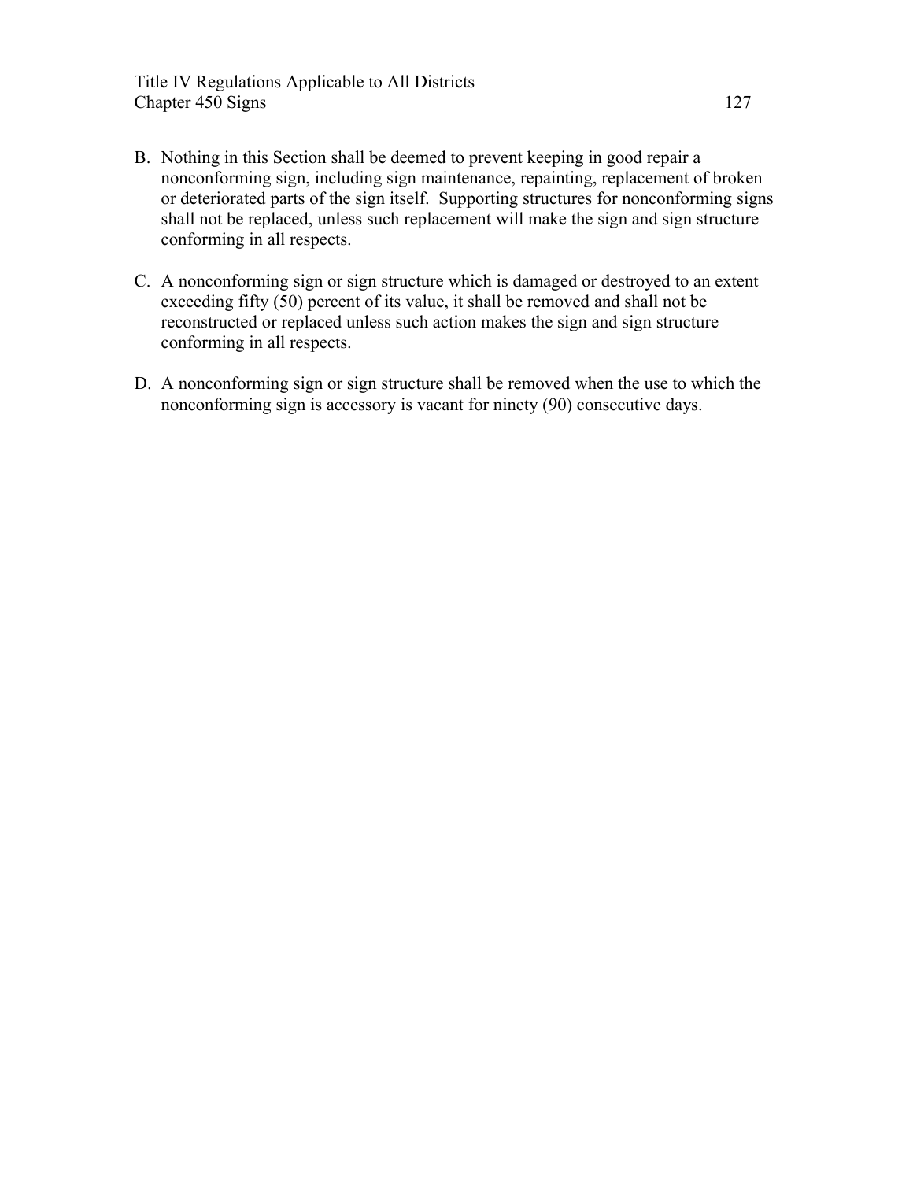B. Nothing in this Section shall be deemed to prevent keeping in good repair a nonconforming sign, including sign maintenance, repainting, replacement of broken or deteriorated parts of the sign itself. Supporting structures for nonconforming signs shall not be replaced, unless such replacement will make the sign and sign structure conforming in all respects.

C. A nonconforming sign or sign structure which is damaged or destroyed to an extent exceeding fifty (50) percent of its value, it shall be removed and shall not be reconstructed or replaced unless such action makes the sign and sign structure conforming in all respects.

D. A nonconforming sign or sign structure shall be removed when the use to which the nonconforming sign is accessory is vacant for ninety (90) consecutive days.